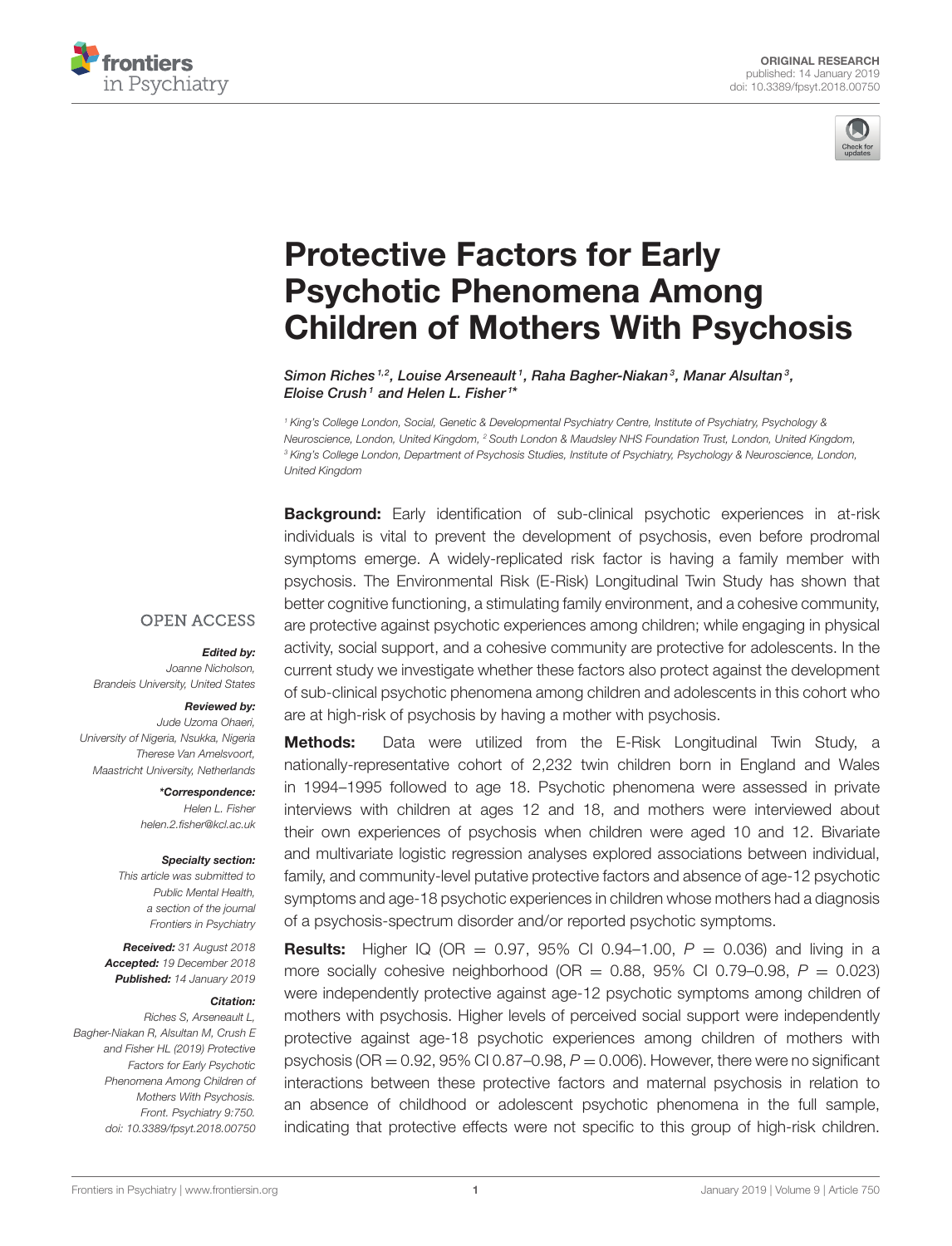ORIGINAL RESEARCH
published: 14 January 2019
doi: 10.3389/fpsyt.2018.00750

# Protective Factors for Early Psychotic Phenomena Among Children of Mothers With Psychosis

*Simon Riches[1,2], Louise Arseneault[1], Raha Bagher-Niakan[3], Manar Alsultan[3], Eloise Crush[1] and Helen L. Fisher[1]\**

[1] King's College London, Social, Genetic & Developmental Psychiatry Centre, Institute of Psychiatry, Psychology & Neuroscience, London, United Kingdom, [2] South London & Maudsley NHS Foundation Trust, London, United Kingdom, [3] King's College London, Department of Psychosis Studies, Institute of Psychiatry, Psychology & Neuroscience, London, United Kingdom

OPEN ACCESS

***Edited by:***
*Joanne Nicholson, Brandeis University, United States*

***Reviewed by:***
*Jude Uzoma Ohaeri, University of Nigeria, Nsukka, Nigeria*
*Therese Van Amelsvoort, Maastricht University, Netherlands*

***\*Correspondence:***
*Helen L. Fisher*
*helen.2.fisher@kcl.ac.uk*

***Specialty section:***
*This article was submitted to Public Mental Health, a section of the journal Frontiers in Psychiatry*

***Received:*** *31 August 2018*
***Accepted:*** *19 December 2018*
***Published:*** *14 January 2019*

***Citation:***
*Riches S, Arseneault L, Bagher-Niakan R, Alsultan M, Crush E and Fisher HL (2019) Protective Factors for Early Psychotic Phenomena Among Children of Mothers With Psychosis. Front. Psychiatry 9:750. doi: 10.3389/fpsyt.2018.00750*

**Background:** Early identification of sub-clinical psychotic experiences in at-risk individuals is vital to prevent the development of psychosis, even before prodromal symptoms emerge. A widely-replicated risk factor is having a family member with psychosis. The Environmental Risk (E-Risk) Longitudinal Twin Study has shown that better cognitive functioning, a stimulating family environment, and a cohesive community, are protective against psychotic experiences among children; while engaging in physical activity, social support, and a cohesive community are protective for adolescents. In the current study we investigate whether these factors also protect against the development of sub-clinical psychotic phenomena among children and adolescents in this cohort who are at high-risk of psychosis by having a mother with psychosis.

**Methods:** Data were utilized from the E-Risk Longitudinal Twin Study, a nationally-representative cohort of 2,232 twin children born in England and Wales in 1994–1995 followed to age 18. Psychotic phenomena were assessed in private interviews with children at ages 12 and 18, and mothers were interviewed about their own experiences of psychosis when children were aged 10 and 12. Bivariate and multivariate logistic regression analyses explored associations between individual, family, and community-level putative protective factors and absence of age-12 psychotic symptoms and age-18 psychotic experiences in children whose mothers had a diagnosis of a psychosis-spectrum disorder and/or reported psychotic symptoms.

**Results:** Higher IQ (OR = 0.97, 95% CI 0.94–1.00, $P = 0.036$) and living in a more socially cohesive neighborhood (OR = 0.88, 95% CI 0.79–0.98, $P = 0.023$) were independently protective against age-12 psychotic symptoms among children of mothers with psychosis. Higher levels of perceived social support were independently protective against age-18 psychotic experiences among children of mothers with psychosis (OR = 0.92, 95% CI 0.87–0.98, $P = 0.006$). However, there were no significant interactions between these protective factors and maternal psychosis in relation to an absence of childhood or adolescent psychotic phenomena in the full sample, indicating that protective effects were not specific to this group of high-risk children.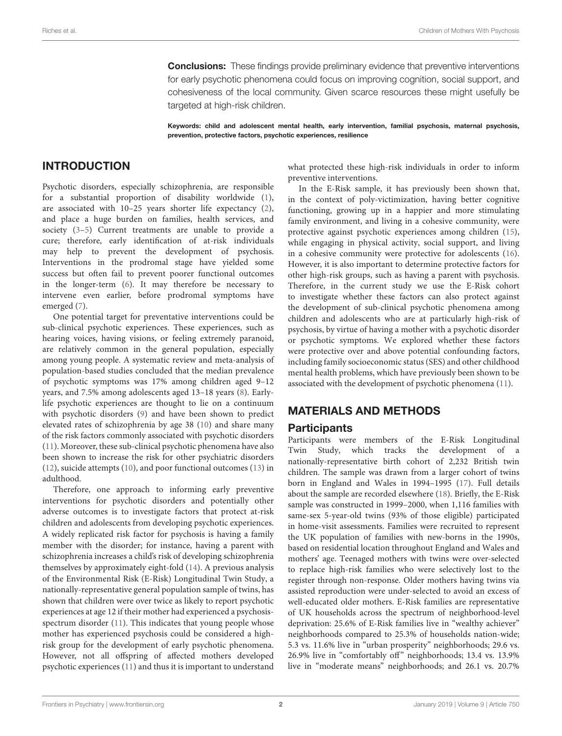**Conclusions:** These findings provide preliminary evidence that preventive interventions for early psychotic phenomena could focus on improving cognition, social support, and cohesiveness of the local community. Given scarce resources these might usefully be targeted at high-risk children.

**Keywords: child and adolescent mental health, early intervention, familial psychosis, maternal psychosis, prevention, protective factors, psychotic experiences, resilience**

## INTRODUCTION

Psychotic disorders, especially schizophrenia, are responsible for a substantial proportion of disability worldwide (1), are associated with 10–25 years shorter life expectancy (2), and place a huge burden on families, health services, and society (3–5) Current treatments are unable to provide a cure; therefore, early identification of at-risk individuals may help to prevent the development of psychosis. Interventions in the prodromal stage have yielded some success but often fail to prevent poorer functional outcomes in the longer-term (6). It may therefore be necessary to intervene even earlier, before prodromal symptoms have emerged (7).

One potential target for preventative interventions could be sub-clinical psychotic experiences. These experiences, such as hearing voices, having visions, or feeling extremely paranoid, are relatively common in the general population, especially among young people. A systematic review and meta-analysis of population-based studies concluded that the median prevalence of psychotic symptoms was 17% among children aged 9–12 years, and 7.5% among adolescents aged 13–18 years (8). Early-life psychotic experiences are thought to lie on a continuum with psychotic disorders (9) and have been shown to predict elevated rates of schizophrenia by age 38 (10) and share many of the risk factors commonly associated with psychotic disorders (11). Moreover, these sub-clinical psychotic phenomena have also been shown to increase the risk for other psychiatric disorders (12), suicide attempts (10), and poor functional outcomes (13) in adulthood.

Therefore, one approach to informing early preventive interventions for psychotic disorders and potentially other adverse outcomes is to investigate factors that protect at-risk children and adolescents from developing psychotic experiences. A widely replicated risk factor for psychosis is having a family member with the disorder; for instance, having a parent with schizophrenia increases a child's risk of developing schizophrenia themselves by approximately eight-fold (14). A previous analysis of the Environmental Risk (E-Risk) Longitudinal Twin Study, a nationally-representative general population sample of twins, has shown that children were over twice as likely to report psychotic experiences at age 12 if their mother had experienced a psychosis-spectrum disorder (11). This indicates that young people whose mother has experienced psychosis could be considered a high-risk group for the development of early psychotic phenomena. However, not all offspring of affected mothers developed psychotic experiences (11) and thus it is important to understand what protected these high-risk individuals in order to inform preventive interventions.

In the E-Risk sample, it has previously been shown that, in the context of poly-victimization, having better cognitive functioning, growing up in a happier and more stimulating family environment, and living in a cohesive community, were protective against psychotic experiences among children (15), while engaging in physical activity, social support, and living in a cohesive community were protective for adolescents (16). However, it is also important to determine protective factors for other high-risk groups, such as having a parent with psychosis. Therefore, in the current study we use the E-Risk cohort to investigate whether these factors can also protect against the development of sub-clinical psychotic phenomena among children and adolescents who are at particularly high-risk of psychosis, by virtue of having a mother with a psychotic disorder or psychotic symptoms. We explored whether these factors were protective over and above potential confounding factors, including family socioeconomic status (SES) and other childhood mental health problems, which have previously been shown to be associated with the development of psychotic phenomena (11).

## MATERIALS AND METHODS

### Participants

Participants were members of the E-Risk Longitudinal Twin Study, which tracks the development of a nationally-representative birth cohort of 2,232 British twin children. The sample was drawn from a larger cohort of twins born in England and Wales in 1994–1995 (17). Full details about the sample are recorded elsewhere (18). Briefly, the E-Risk sample was constructed in 1999–2000, when 1,116 families with same-sex 5-year-old twins (93% of those eligible) participated in home-visit assessments. Families were recruited to represent the UK population of families with new-borns in the 1990s, based on residential location throughout England and Wales and mothers' age. Teenaged mothers with twins were over-selected to replace high-risk families who were selectively lost to the register through non-response. Older mothers having twins via assisted reproduction were under-selected to avoid an excess of well-educated older mothers. E-Risk families are representative of UK households across the spectrum of neighborhood-level deprivation: 25.6% of E-Risk families live in "wealthy achiever" neighborhoods compared to 25.3% of households nation-wide; 5.3 vs. 11.6% live in "urban prosperity" neighborhoods; 29.6 vs. 26.9% live in "comfortably off" neighborhoods; 13.4 vs. 13.9% live in "moderate means" neighborhoods; and 26.1 vs. 20.7%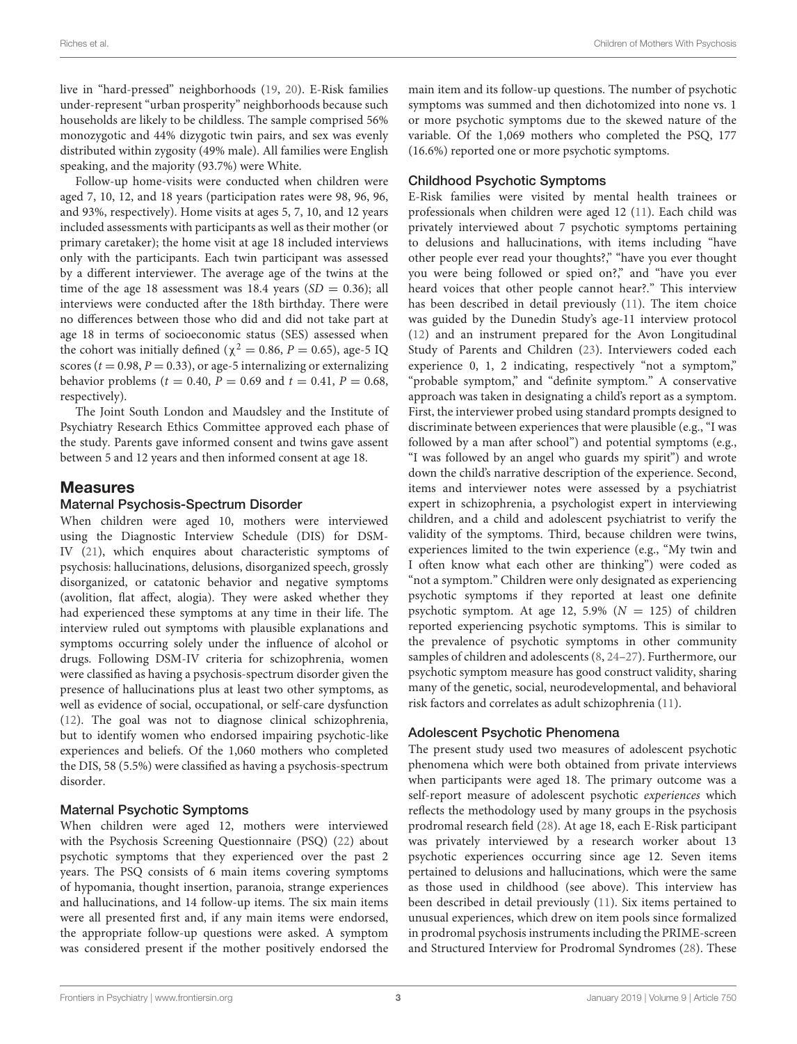live in "hard-pressed" neighborhoods (19, 20). E-Risk families under-represent "urban prosperity" neighborhoods because such households are likely to be childless. The sample comprised 56% monozygotic and 44% dizygotic twin pairs, and sex was evenly distributed within zygosity (49% male). All families were English speaking, and the majority (93.7%) were White.

Follow-up home-visits were conducted when children were aged 7, 10, 12, and 18 years (participation rates were 98, 96, 96, and 93%, respectively). Home visits at ages 5, 7, 10, and 12 years included assessments with participants as well as their mother (or primary caretaker); the home visit at age 18 included interviews only with the participants. Each twin participant was assessed by a different interviewer. The average age of the twins at the time of the age 18 assessment was 18.4 years ($SD = 0.36$); all interviews were conducted after the 18th birthday. There were no differences between those who did and did not take part at age 18 in terms of socioeconomic status (SES) assessed when the cohort was initially defined ($\chi^2 = 0.86$, $P = 0.65$), age-5 IQ scores ($t = 0.98$, $P = 0.33$), or age-5 internalizing or externalizing behavior problems ($t = 0.40$, $P = 0.69$ and $t = 0.41$, $P = 0.68$, respectively).

The Joint South London and Maudsley and the Institute of Psychiatry Research Ethics Committee approved each phase of the study. Parents gave informed consent and twins gave assent between 5 and 12 years and then informed consent at age 18.

## Measures

### Maternal Psychosis-Spectrum Disorder

When children were aged 10, mothers were interviewed using the Diagnostic Interview Schedule (DIS) for DSM-IV (21), which enquires about characteristic symptoms of psychosis: hallucinations, delusions, disorganized speech, grossly disorganized, or catatonic behavior and negative symptoms (avolition, flat affect, alogia). They were asked whether they had experienced these symptoms at any time in their life. The interview ruled out symptoms with plausible explanations and symptoms occurring solely under the influence of alcohol or drugs. Following DSM-IV criteria for schizophrenia, women were classified as having a psychosis-spectrum disorder given the presence of hallucinations plus at least two other symptoms, as well as evidence of social, occupational, or self-care dysfunction (12). The goal was not to diagnose clinical schizophrenia, but to identify women who endorsed impairing psychotic-like experiences and beliefs. Of the 1,060 mothers who completed the DIS, 58 (5.5%) were classified as having a psychosis-spectrum disorder.

### Maternal Psychotic Symptoms

When children were aged 12, mothers were interviewed with the Psychosis Screening Questionnaire (PSQ) (22) about psychotic symptoms that they experienced over the past 2 years. The PSQ consists of 6 main items covering symptoms of hypomania, thought insertion, paranoia, strange experiences and hallucinations, and 14 follow-up items. The six main items were all presented first and, if any main items were endorsed, the appropriate follow-up questions were asked. A symptom was considered present if the mother positively endorsed the main item and its follow-up questions. The number of psychotic symptoms was summed and then dichotomized into none vs. 1 or more psychotic symptoms due to the skewed nature of the variable. Of the 1,069 mothers who completed the PSQ, 177 (16.6%) reported one or more psychotic symptoms.

### Childhood Psychotic Symptoms

E-Risk families were visited by mental health trainees or professionals when children were aged 12 (11). Each child was privately interviewed about 7 psychotic symptoms pertaining to delusions and hallucinations, with items including "have other people ever read your thoughts?," "have you ever thought you were being followed or spied on?," and "have you ever heard voices that other people cannot hear?." This interview has been described in detail previously (11). The item choice was guided by the Dunedin Study's age-11 interview protocol (12) and an instrument prepared for the Avon Longitudinal Study of Parents and Children (23). Interviewers coded each experience 0, 1, 2 indicating, respectively "not a symptom," "probable symptom," and "definite symptom." A conservative approach was taken in designating a child's report as a symptom. First, the interviewer probed using standard prompts designed to discriminate between experiences that were plausible (e.g., "I was followed by a man after school") and potential symptoms (e.g., "I was followed by an angel who guards my spirit") and wrote down the child's narrative description of the experience. Second, items and interviewer notes were assessed by a psychiatrist expert in schizophrenia, a psychologist expert in interviewing children, and a child and adolescent psychiatrist to verify the validity of the symptoms. Third, because children were twins, experiences limited to the twin experience (e.g., "My twin and I often know what each other are thinking") were coded as "not a symptom." Children were only designated as experiencing psychotic symptoms if they reported at least one definite psychotic symptom. At age 12, 5.9% ($N = 125$) of children reported experiencing psychotic symptoms. This is similar to the prevalence of psychotic symptoms in other community samples of children and adolescents (8, 24–27). Furthermore, our psychotic symptom measure has good construct validity, sharing many of the genetic, social, neurodevelopmental, and behavioral risk factors and correlates as adult schizophrenia (11).

### Adolescent Psychotic Phenomena

The present study used two measures of adolescent psychotic phenomena which were both obtained from private interviews when participants were aged 18. The primary outcome was a self-report measure of adolescent psychotic *experiences* which reflects the methodology used by many groups in the psychosis prodromal research field (28). At age 18, each E-Risk participant was privately interviewed by a research worker about 13 psychotic experiences occurring since age 12. Seven items pertained to delusions and hallucinations, which were the same as those used in childhood (see above). This interview has been described in detail previously (11). Six items pertained to unusual experiences, which drew on item pools since formalized in prodromal psychosis instruments including the PRIME-screen and Structured Interview for Prodromal Syndromes (28). These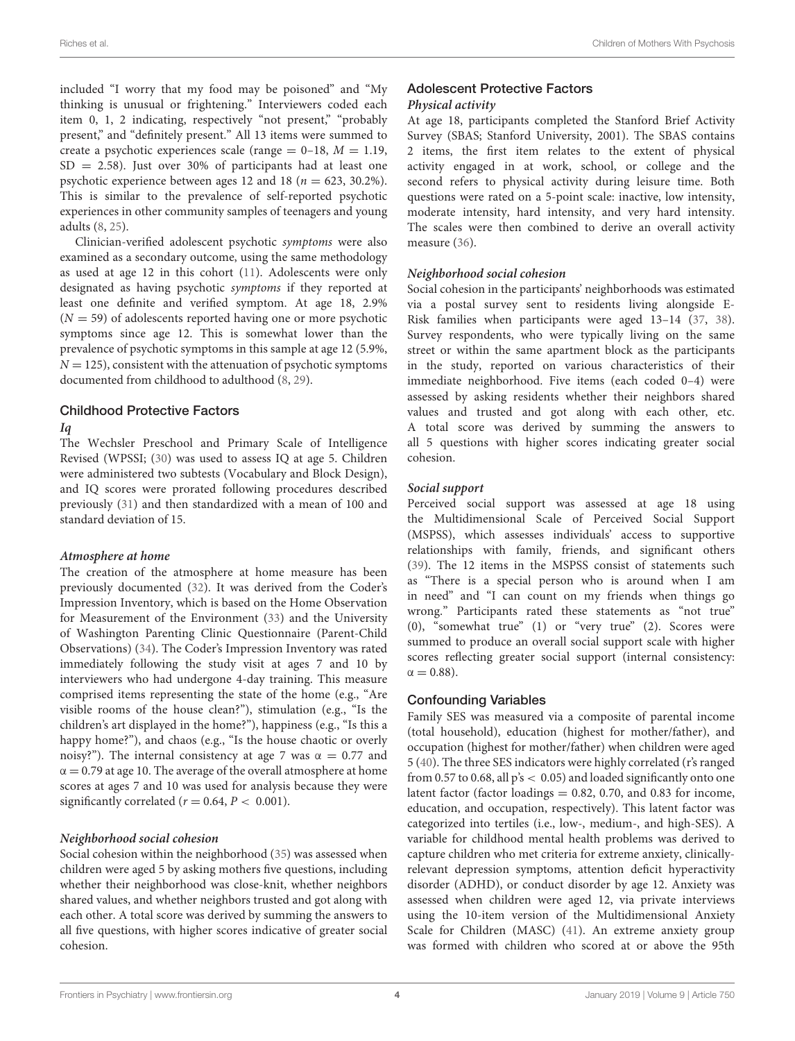included "I worry that my food may be poisoned" and "My thinking is unusual or frightening." Interviewers coded each item 0, 1, 2 indicating, respectively "not present," "probably present," and "definitely present." All 13 items were summed to create a psychotic experiences scale (range = 0–18, $M = 1.19$, $SD = 2.58$). Just over 30% of participants had at least one psychotic experience between ages 12 and 18 ($n = 623$, 30.2%). This is similar to the prevalence of self-reported psychotic experiences in other community samples of teenagers and young adults (8, 25).

Clinician-verified adolescent psychotic *symptoms* were also examined as a secondary outcome, using the same methodology as used at age 12 in this cohort (11). Adolescents were only designated as having psychotic *symptoms* if they reported at least one definite and verified symptom. At age 18, 2.9% ($N = 59$) of adolescents reported having one or more psychotic symptoms since age 12. This is somewhat lower than the prevalence of psychotic symptoms in this sample at age 12 (5.9%, $N = 125$), consistent with the attenuation of psychotic symptoms documented from childhood to adulthood (8, 29).

## Childhood Protective Factors

### *Iq*

The Wechsler Preschool and Primary Scale of Intelligence Revised (WPSSI; (30) was used to assess IQ at age 5. Children were administered two subtests (Vocabulary and Block Design), and IQ scores were prorated following procedures described previously (31) and then standardized with a mean of 100 and standard deviation of 15.

### *Atmosphere at home*

The creation of the atmosphere at home measure has been previously documented (32). It was derived from the Coder's Impression Inventory, which is based on the Home Observation for Measurement of the Environment (33) and the University of Washington Parenting Clinic Questionnaire (Parent-Child Observations) (34). The Coder's Impression Inventory was rated immediately following the study visit at ages 7 and 10 by interviewers who had undergone 4-day training. This measure comprised items representing the state of the home (e.g., "Are visible rooms of the house clean?"), stimulation (e.g., "Is the children's art displayed in the home?"), happiness (e.g., "Is this a happy home?"), and chaos (e.g., "Is the house chaotic or overly noisy?"). The internal consistency at age 7 was $\alpha = 0.77$ and $\alpha = 0.79$ at age 10. The average of the overall atmosphere at home scores at ages 7 and 10 was used for analysis because they were significantly correlated ($r = 0.64$, $P < 0.001$).

### *Neighborhood social cohesion*

Social cohesion within the neighborhood (35) was assessed when children were aged 5 by asking mothers five questions, including whether their neighborhood was close-knit, whether neighbors shared values, and whether neighbors trusted and got along with each other. A total score was derived by summing the answers to all five questions, with higher scores indicative of greater social cohesion.

## Adolescent Protective Factors

### *Physical activity*

At age 18, participants completed the Stanford Brief Activity Survey (SBAS; Stanford University, 2001). The SBAS contains 2 items, the first item relates to the extent of physical activity engaged in at work, school, or college and the second refers to physical activity during leisure time. Both questions were rated on a 5-point scale: inactive, low intensity, moderate intensity, hard intensity, and very hard intensity. The scales were then combined to derive an overall activity measure (36).

### *Neighborhood social cohesion*

Social cohesion in the participants' neighborhoods was estimated via a postal survey sent to residents living alongside E-Risk families when participants were aged 13–14 (37, 38). Survey respondents, who were typically living on the same street or within the same apartment block as the participants in the study, reported on various characteristics of their immediate neighborhood. Five items (each coded 0–4) were assessed by asking residents whether their neighbors shared values and trusted and got along with each other, etc. A total score was derived by summing the answers to all 5 questions with higher scores indicating greater social cohesion.

### *Social support*

Perceived social support was assessed at age 18 using the Multidimensional Scale of Perceived Social Support (MSPSS), which assesses individuals' access to supportive relationships with family, friends, and significant others (39). The 12 items in the MSPSS consist of statements such as "There is a special person who is around when I am in need" and "I can count on my friends when things go wrong." Participants rated these statements as "not true" (0), "somewhat true" (1) or "very true" (2). Scores were summed to produce an overall social support scale with higher scores reflecting greater social support (internal consistency: $\alpha = 0.88$).

## Confounding Variables

Family SES was measured via a composite of parental income (total household), education (highest for mother/father), and occupation (highest for mother/father) when children were aged 5 (40). The three SES indicators were highly correlated (r's ranged from 0.57 to 0.68, all p's $< 0.05$) and loaded significantly onto one latent factor (factor loadings = 0.82, 0.70, and 0.83 for income, education, and occupation, respectively). This latent factor was categorized into tertiles (i.e., low-, medium-, and high-SES). A variable for childhood mental health problems was derived to capture children who met criteria for extreme anxiety, clinically-relevant depression symptoms, attention deficit hyperactivity disorder (ADHD), or conduct disorder by age 12. Anxiety was assessed when children were aged 12, via private interviews using the 10-item version of the Multidimensional Anxiety Scale for Children (MASC) (41). An extreme anxiety group was formed with children who scored at or above the 95th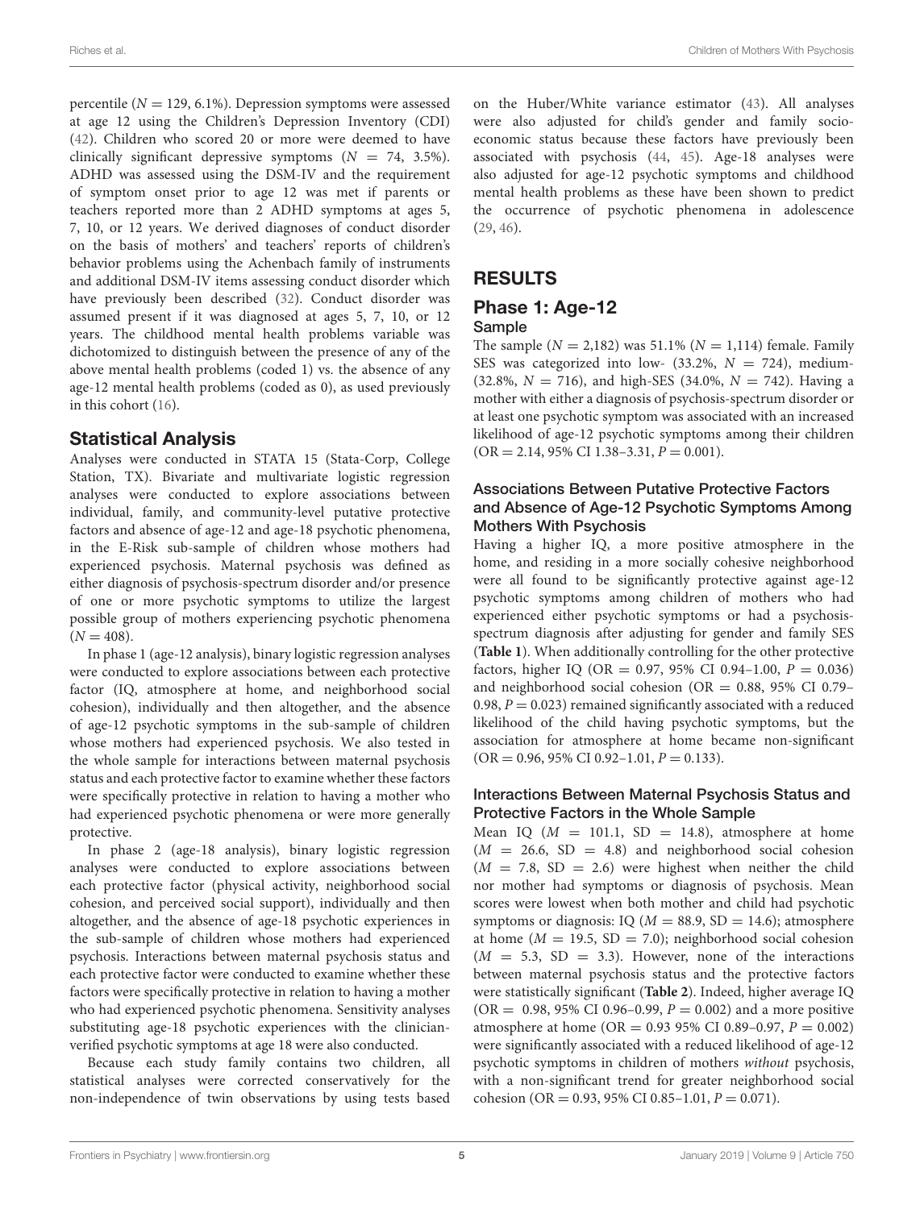percentile ($N$ = 129, 6.1%). Depression symptoms were assessed at age 12 using the Children's Depression Inventory (CDI) (42). Children who scored 20 or more were deemed to have clinically significant depressive symptoms ($N$ = 74, 3.5%). ADHD was assessed using the DSM-IV and the requirement of symptom onset prior to age 12 was met if parents or teachers reported more than 2 ADHD symptoms at ages 5, 7, 10, or 12 years. We derived diagnoses of conduct disorder on the basis of mothers' and teachers' reports of children's behavior problems using the Achenbach family of instruments and additional DSM-IV items assessing conduct disorder which have previously been described (32). Conduct disorder was assumed present if it was diagnosed at ages 5, 7, 10, or 12 years. The childhood mental health problems variable was dichotomized to distinguish between the presence of any of the above mental health problems (coded 1) vs. the absence of any age-12 mental health problems (coded as 0), as used previously in this cohort (16).

## Statistical Analysis

Analyses were conducted in STATA 15 (Stata-Corp, College Station, TX). Bivariate and multivariate logistic regression analyses were conducted to explore associations between individual, family, and community-level putative protective factors and absence of age-12 and age-18 psychotic phenomena, in the E-Risk sub-sample of children whose mothers had experienced psychosis. Maternal psychosis was defined as either diagnosis of psychosis-spectrum disorder and/or presence of one or more psychotic symptoms to utilize the largest possible group of mothers experiencing psychotic phenomena ($N$ = 408).

In phase 1 (age-12 analysis), binary logistic regression analyses were conducted to explore associations between each protective factor (IQ, atmosphere at home, and neighborhood social cohesion), individually and then altogether, and the absence of age-12 psychotic symptoms in the sub-sample of children whose mothers had experienced psychosis. We also tested in the whole sample for interactions between maternal psychosis status and each protective factor to examine whether these factors were specifically protective in relation to having a mother who had experienced psychotic phenomena or were more generally protective.

In phase 2 (age-18 analysis), binary logistic regression analyses were conducted to explore associations between each protective factor (physical activity, neighborhood social cohesion, and perceived social support), individually and then altogether, and the absence of age-18 psychotic experiences in the sub-sample of children whose mothers had experienced psychosis. Interactions between maternal psychosis status and each protective factor were conducted to examine whether these factors were specifically protective in relation to having a mother who had experienced psychotic phenomena. Sensitivity analyses substituting age-18 psychotic experiences with the clinician-verified psychotic symptoms at age 18 were also conducted.

Because each study family contains two children, all statistical analyses were corrected conservatively for the non-independence of twin observations by using tests based on the Huber/White variance estimator (43). All analyses were also adjusted for child's gender and family socio-economic status because these factors have previously been associated with psychosis (44, 45). Age-18 analyses were also adjusted for age-12 psychotic symptoms and childhood mental health problems as these have been shown to predict the occurrence of psychotic phenomena in adolescence (29, 46).

# RESULTS

## Phase 1: Age-12

### Sample

The sample ($N$ = 2,182) was 51.1% ($N$ = 1,114) female. Family SES was categorized into low- (33.2%, $N$ = 724), medium- (32.8%, $N$ = 716), and high-SES (34.0%, $N$ = 742). Having a mother with either a diagnosis of psychosis-spectrum disorder or at least one psychotic symptom was associated with an increased likelihood of age-12 psychotic symptoms among their children (OR = 2.14, 95% CI 1.38–3.31, $P$ = 0.001).

### Associations Between Putative Protective Factors and Absence of Age-12 Psychotic Symptoms Among Mothers With Psychosis

Having a higher IQ, a more positive atmosphere in the home, and residing in a more socially cohesive neighborhood were all found to be significantly protective against age-12 psychotic symptoms among children of mothers who had experienced either psychotic symptoms or had a psychosis-spectrum diagnosis after adjusting for gender and family SES (**Table 1**). When additionally controlling for the other protective factors, higher IQ (OR = 0.97, 95% CI 0.94–1.00, $P$ = 0.036) and neighborhood social cohesion (OR = 0.88, 95% CI 0.79–0.98, $P$ = 0.023) remained significantly associated with a reduced likelihood of the child having psychotic symptoms, but the association for atmosphere at home became non-significant (OR = 0.96, 95% CI 0.92–1.01, $P$ = 0.133).

### Interactions Between Maternal Psychosis Status and Protective Factors in the Whole Sample

Mean IQ ($M$ = 101.1, SD = 14.8), atmosphere at home ($M$ = 26.6, SD = 4.8) and neighborhood social cohesion ($M$ = 7.8, SD = 2.6) were highest when neither the child nor mother had symptoms or diagnosis of psychosis. Mean scores were lowest when both mother and child had psychotic symptoms or diagnosis: IQ ($M$ = 88.9, SD = 14.6); atmosphere at home ($M$ = 19.5, SD = 7.0); neighborhood social cohesion ($M$ = 5.3, SD = 3.3). However, none of the interactions between maternal psychosis status and the protective factors were statistically significant (**Table 2**). Indeed, higher average IQ (OR = 0.98, 95% CI 0.96–0.99, $P$ = 0.002) and a more positive atmosphere at home (OR = 0.93 95% CI 0.89–0.97, $P$ = 0.002) were significantly associated with a reduced likelihood of age-12 psychotic symptoms in children of mothers *without* psychosis, with a non-significant trend for greater neighborhood social cohesion (OR = 0.93, 95% CI 0.85–1.01, $P$ = 0.071).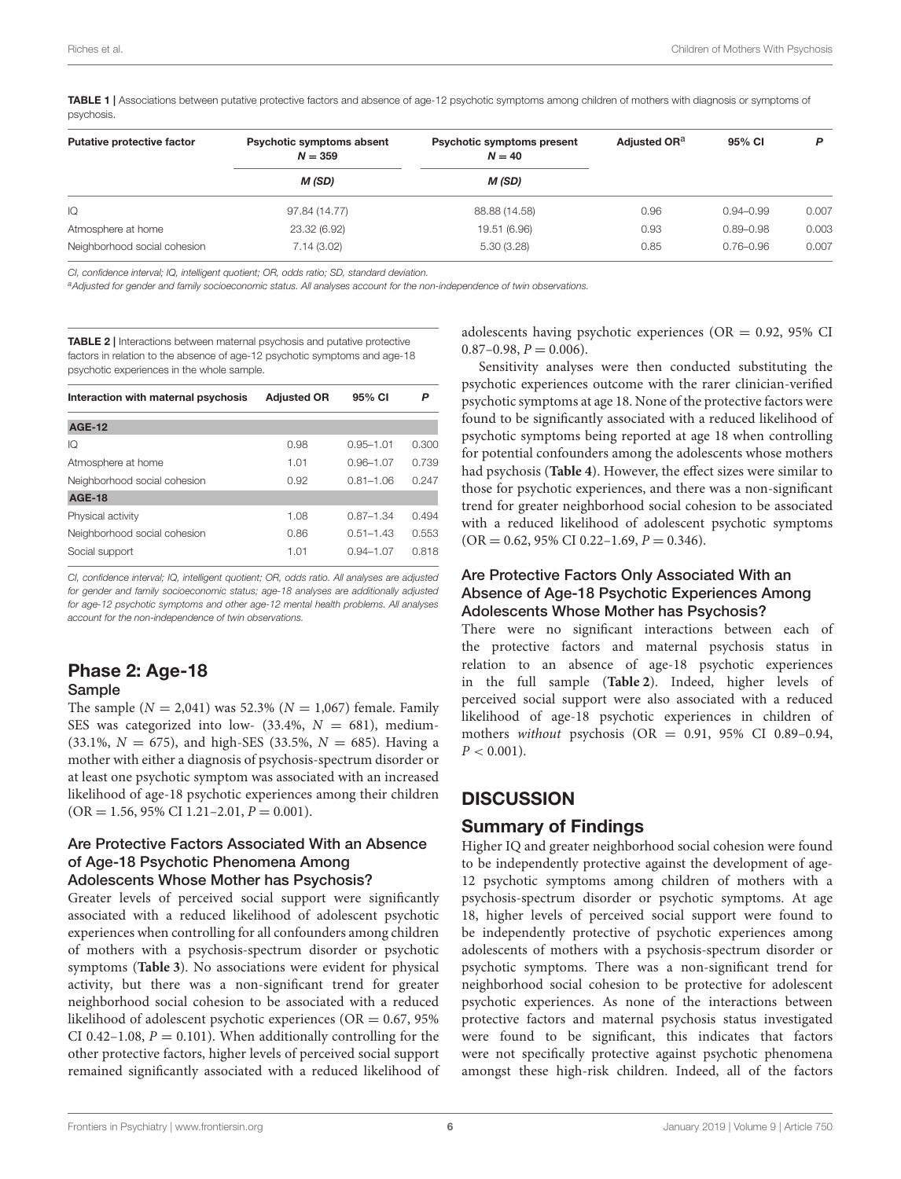**TABLE 1 |** Associations between putative protective factors and absence of age-12 psychotic symptoms among children of mothers with diagnosis or symptoms of psychosis.

| Putative protective factor | Psychotic symptoms absent $N = 359$ | Psychotic symptoms present $N = 40$ | Adjusted OR[a] | 95% CI | *P* |
|---|---|---|---|---|---|
| | *M (SD)* | *M (SD)* | | | |
| IQ | 97.84 (14.77) | 88.88 (14.58) | 0.96 | 0.94–0.99 | 0.007 |
| Atmosphere at home | 23.32 (6.92) | 19.51 (6.96) | 0.93 | 0.89–0.98 | 0.003 |
| Neighborhood social cohesion | 7.14 (3.02) | 5.30 (3.28) | 0.85 | 0.76–0.96 | 0.007 |

*CI, confidence interval; IQ, intelligent quotient; OR, odds ratio; SD, standard deviation.*

[a]*Adjusted for gender and family socioeconomic status. All analyses account for the non-independence of twin observations.*

**TABLE 2 |** Interactions between maternal psychosis and putative protective factors in relation to the absence of age-12 psychotic symptoms and age-18 psychotic experiences in the whole sample.

| Interaction with maternal psychosis | Adjusted OR | 95% CI | *P* |
|---|---|---|---|
| **AGE-12** | | | |
| IQ | 0.98 | 0.95–1.01 | 0.300 |
| Atmosphere at home | 1.01 | 0.96–1.07 | 0.739 |
| Neighborhood social cohesion | 0.92 | 0.81–1.06 | 0.247 |
| **AGE-18** | | | |
| Physical activity | 1.08 | 0.87–1.34 | 0.494 |
| Neighborhood social cohesion | 0.86 | 0.51–1.43 | 0.553 |
| Social support | 1.01 | 0.94–1.07 | 0.818 |

*CI, confidence interval; IQ, intelligent quotient; OR, odds ratio. All analyses are adjusted for gender and family socioeconomic status; age-18 analyses are additionally adjusted for age-12 psychotic symptoms and other age-12 mental health problems. All analyses account for the non-independence of twin observations.*

## Phase 2: Age-18

### Sample

The sample ($N = 2{,}041$) was 52.3% ($N = 1{,}067$) female. Family SES was categorized into low- (33.4%, $N = 681$), medium- (33.1%, $N = 675$), and high-SES (33.5%, $N = 685$). Having a mother with either a diagnosis of psychosis-spectrum disorder or at least one psychotic symptom was associated with an increased likelihood of age-18 psychotic experiences among their children (OR = 1.56, 95% CI 1.21–2.01, $P = 0.001$).

### Are Protective Factors Associated With an Absence of Age-18 Psychotic Phenomena Among Adolescents Whose Mother has Psychosis?

Greater levels of perceived social support were significantly associated with a reduced likelihood of adolescent psychotic experiences when controlling for all confounders among children of mothers with a psychosis-spectrum disorder or psychotic symptoms (**Table 3**). No associations were evident for physical activity, but there was a non-significant trend for greater neighborhood social cohesion to be associated with a reduced likelihood of adolescent psychotic experiences (OR = 0.67, 95% CI 0.42–1.08, $P = 0.101$). When additionally controlling for the other protective factors, higher levels of perceived social support remained significantly associated with a reduced likelihood of adolescents having psychotic experiences (OR = 0.92, 95% CI 0.87–0.98, $P = 0.006$).

Sensitivity analyses were then conducted substituting the psychotic experiences outcome with the rarer clinician-verified psychotic symptoms at age 18. None of the protective factors were found to be significantly associated with a reduced likelihood of psychotic symptoms being reported at age 18 when controlling for potential confounders among the adolescents whose mothers had psychosis (**Table 4**). However, the effect sizes were similar to those for psychotic experiences, and there was a non-significant trend for greater neighborhood social cohesion to be associated with a reduced likelihood of adolescent psychotic symptoms (OR = 0.62, 95% CI 0.22–1.69, $P = 0.346$).

### Are Protective Factors Only Associated With an Absence of Age-18 Psychotic Experiences Among Adolescents Whose Mother has Psychosis?

There were no significant interactions between each of the protective factors and maternal psychosis status in relation to an absence of age-18 psychotic experiences in the full sample (**Table 2**). Indeed, higher levels of perceived social support were also associated with a reduced likelihood of age-18 psychotic experiences in children of mothers *without* psychosis (OR = 0.91, 95% CI 0.89–0.94, $P < 0.001$).

# DISCUSSION

## Summary of Findings

Higher IQ and greater neighborhood social cohesion were found to be independently protective against the development of age-12 psychotic symptoms among children of mothers with a psychosis-spectrum disorder or psychotic symptoms. At age 18, higher levels of perceived social support were found to be independently protective of psychotic experiences among adolescents of mothers with a psychosis-spectrum disorder or psychotic symptoms. There was a non-significant trend for neighborhood social cohesion to be protective for adolescent psychotic experiences. As none of the interactions between protective factors and maternal psychosis status investigated were found to be significant, this indicates that factors were not specifically protective against psychotic phenomena amongst these high-risk children. Indeed, all of the factors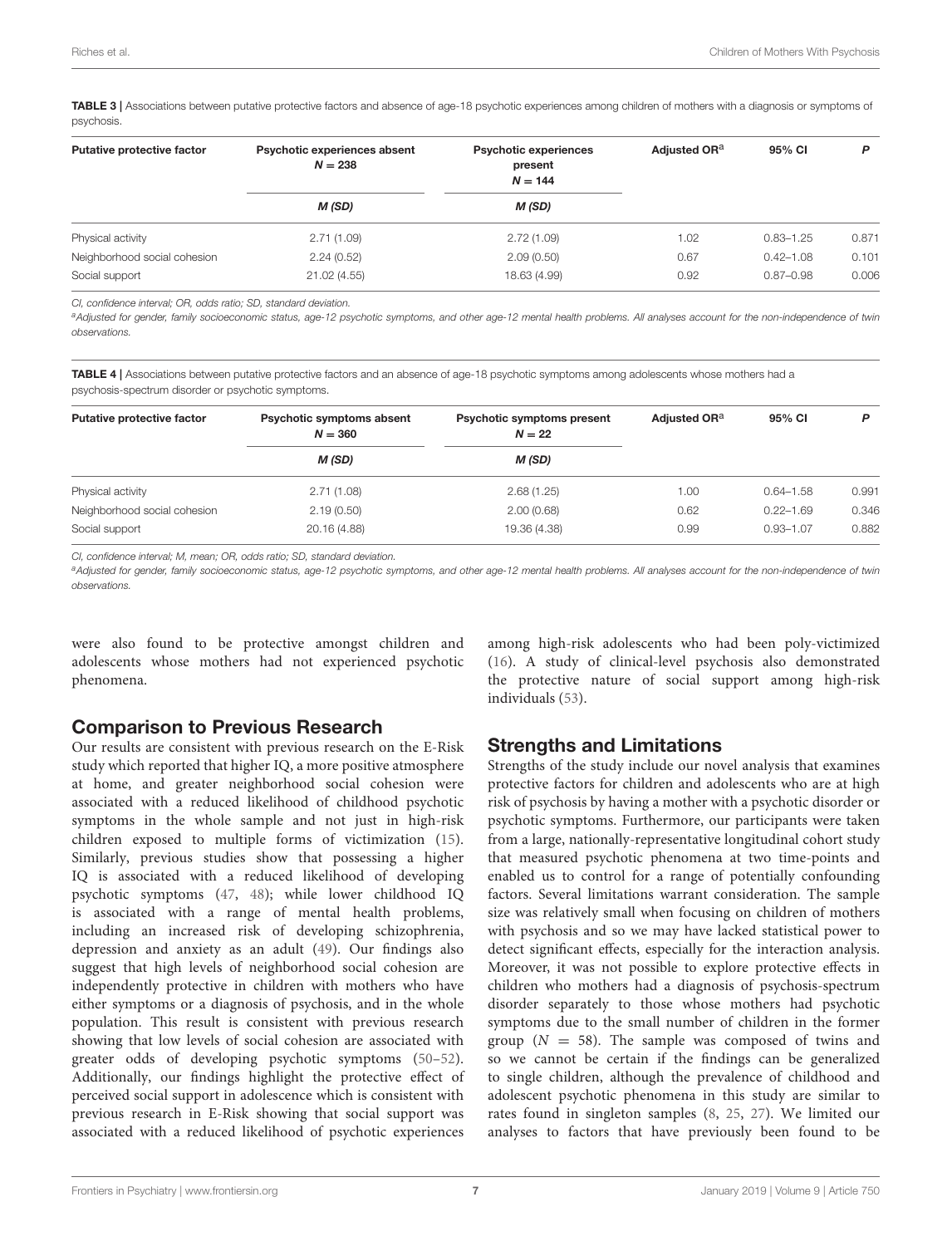**TABLE 3 |** Associations between putative protective factors and absence of age-18 psychotic experiences among children of mothers with a diagnosis or symptoms of psychosis.

| Putative protective factor | Psychotic experiences absent $N = 238$ | Psychotic experiences present $N = 144$ | Adjusted OR[a] | 95% CI | *P* |
|---|---|---|---|---|---|
| | *M (SD)* | *M (SD)* | | | |
| Physical activity | 2.71 (1.09) | 2.72 (1.09) | 1.02 | 0.83–1.25 | 0.871 |
| Neighborhood social cohesion | 2.24 (0.52) | 2.09 (0.50) | 0.67 | 0.42–1.08 | 0.101 |
| Social support | 21.02 (4.55) | 18.63 (4.99) | 0.92 | 0.87–0.98 | 0.006 |

*CI, confidence interval; OR, odds ratio; SD, standard deviation.*

*[a]Adjusted for gender, family socioeconomic status, age-12 psychotic symptoms, and other age-12 mental health problems. All analyses account for the non-independence of twin observations.*

**TABLE 4 |** Associations between putative protective factors and an absence of age-18 psychotic symptoms among adolescents whose mothers had a psychosis-spectrum disorder or psychotic symptoms.

| Putative protective factor | Psychotic symptoms absent $N = 360$ | Psychotic symptoms present $N = 22$ | Adjusted OR[a] | 95% CI | *P* |
|---|---|---|---|---|---|
| | *M (SD)* | *M (SD)* | | | |
| Physical activity | 2.71 (1.08) | 2.68 (1.25) | 1.00 | 0.64–1.58 | 0.991 |
| Neighborhood social cohesion | 2.19 (0.50) | 2.00 (0.68) | 0.62 | 0.22–1.69 | 0.346 |
| Social support | 20.16 (4.88) | 19.36 (4.38) | 0.99 | 0.93–1.07 | 0.882 |

*CI, confidence interval; M, mean; OR, odds ratio; SD, standard deviation.*

*[a]Adjusted for gender, family socioeconomic status, age-12 psychotic symptoms, and other age-12 mental health problems. All analyses account for the non-independence of twin observations.*

were also found to be protective amongst children and adolescents whose mothers had not experienced psychotic phenomena.

## Comparison to Previous Research

Our results are consistent with previous research on the E-Risk study which reported that higher IQ, a more positive atmosphere at home, and greater neighborhood social cohesion were associated with a reduced likelihood of childhood psychotic symptoms in the whole sample and not just in high-risk children exposed to multiple forms of victimization (15). Similarly, previous studies show that possessing a higher IQ is associated with a reduced likelihood of developing psychotic symptoms (47, 48); while lower childhood IQ is associated with a range of mental health problems, including an increased risk of developing schizophrenia, depression and anxiety as an adult (49). Our findings also suggest that high levels of neighborhood social cohesion are independently protective in children with mothers who have either symptoms or a diagnosis of psychosis, and in the whole population. This result is consistent with previous research showing that low levels of social cohesion are associated with greater odds of developing psychotic symptoms (50–52). Additionally, our findings highlight the protective effect of perceived social support in adolescence which is consistent with previous research in E-Risk showing that social support was associated with a reduced likelihood of psychotic experiences among high-risk adolescents who had been poly-victimized (16). A study of clinical-level psychosis also demonstrated the protective nature of social support among high-risk individuals (53).

## Strengths and Limitations

Strengths of the study include our novel analysis that examines protective factors for children and adolescents who are at high risk of psychosis by having a mother with a psychotic disorder or psychotic symptoms. Furthermore, our participants were taken from a large, nationally-representative longitudinal cohort study that measured psychotic phenomena at two time-points and enabled us to control for a range of potentially confounding factors. Several limitations warrant consideration. The sample size was relatively small when focusing on children of mothers with psychosis and so we may have lacked statistical power to detect significant effects, especially for the interaction analysis. Moreover, it was not possible to explore protective effects in children who mothers had a diagnosis of psychosis-spectrum disorder separately to those whose mothers had psychotic symptoms due to the small number of children in the former group ($N = 58$). The sample was composed of twins and so we cannot be certain if the findings can be generalized to single children, although the prevalence of childhood and adolescent psychotic phenomena in this study are similar to rates found in singleton samples (8, 25, 27). We limited our analyses to factors that have previously been found to be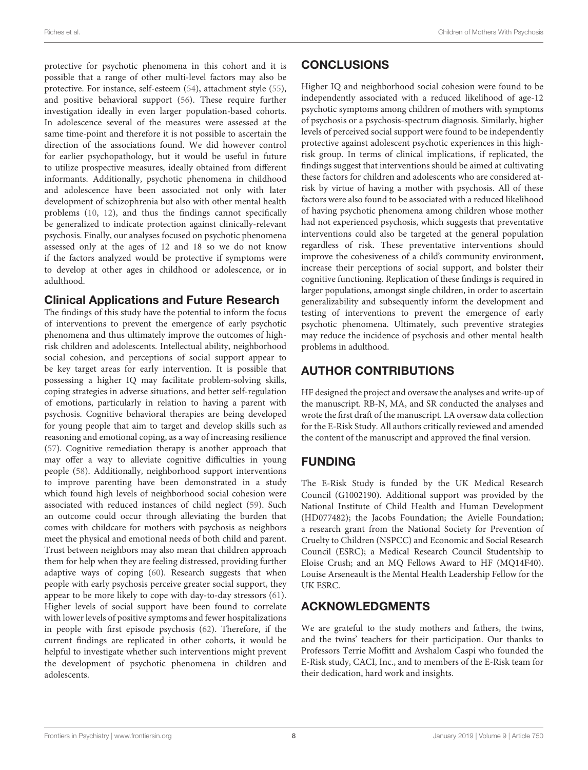protective for psychotic phenomena in this cohort and it is possible that a range of other multi-level factors may also be protective. For instance, self-esteem (54), attachment style (55), and positive behavioral support (56). These require further investigation ideally in even larger population-based cohorts. In adolescence several of the measures were assessed at the same time-point and therefore it is not possible to ascertain the direction of the associations found. We did however control for earlier psychopathology, but it would be useful in future to utilize prospective measures, ideally obtained from different informants. Additionally, psychotic phenomena in childhood and adolescence have been associated not only with later development of schizophrenia but also with other mental health problems (10, 12), and thus the findings cannot specifically be generalized to indicate protection against clinically-relevant psychosis. Finally, our analyses focused on psychotic phenomena assessed only at the ages of 12 and 18 so we do not know if the factors analyzed would be protective if symptoms were to develop at other ages in childhood or adolescence, or in adulthood.

### Clinical Applications and Future Research

The findings of this study have the potential to inform the focus of interventions to prevent the emergence of early psychotic phenomena and thus ultimately improve the outcomes of high-risk children and adolescents. Intellectual ability, neighborhood social cohesion, and perceptions of social support appear to be key target areas for early intervention. It is possible that possessing a higher IQ may facilitate problem-solving skills, coping strategies in adverse situations, and better self-regulation of emotions, particularly in relation to having a parent with psychosis. Cognitive behavioral therapies are being developed for young people that aim to target and develop skills such as reasoning and emotional coping, as a way of increasing resilience (57). Cognitive remediation therapy is another approach that may offer a way to alleviate cognitive difficulties in young people (58). Additionally, neighborhood support interventions to improve parenting have been demonstrated in a study which found high levels of neighborhood social cohesion were associated with reduced instances of child neglect (59). Such an outcome could occur through alleviating the burden that comes with childcare for mothers with psychosis as neighbors meet the physical and emotional needs of both child and parent. Trust between neighbors may also mean that children approach them for help when they are feeling distressed, providing further adaptive ways of coping (60). Research suggests that when people with early psychosis perceive greater social support, they appear to be more likely to cope with day-to-day stressors (61). Higher levels of social support have been found to correlate with lower levels of positive symptoms and fewer hospitalizations in people with first episode psychosis (62). Therefore, if the current findings are replicated in other cohorts, it would be helpful to investigate whether such interventions might prevent the development of psychotic phenomena in children and adolescents.

## CONCLUSIONS

Higher IQ and neighborhood social cohesion were found to be independently associated with a reduced likelihood of age-12 psychotic symptoms among children of mothers with symptoms of psychosis or a psychosis-spectrum diagnosis. Similarly, higher levels of perceived social support were found to be independently protective against adolescent psychotic experiences in this high-risk group. In terms of clinical implications, if replicated, the findings suggest that interventions should be aimed at cultivating these factors for children and adolescents who are considered at-risk by virtue of having a mother with psychosis. All of these factors were also found to be associated with a reduced likelihood of having psychotic phenomena among children whose mother had not experienced psychosis, which suggests that preventative interventions could also be targeted at the general population regardless of risk. These preventative interventions should improve the cohesiveness of a child's community environment, increase their perceptions of social support, and bolster their cognitive functioning. Replication of these findings is required in larger populations, amongst single children, in order to ascertain generalizability and subsequently inform the development and testing of interventions to prevent the emergence of early psychotic phenomena. Ultimately, such preventive strategies may reduce the incidence of psychosis and other mental health problems in adulthood.

## AUTHOR CONTRIBUTIONS

HF designed the project and oversaw the analyses and write-up of the manuscript. RB-N, MA, and SR conducted the analyses and wrote the first draft of the manuscript. LA oversaw data collection for the E-Risk Study. All authors critically reviewed and amended the content of the manuscript and approved the final version.

## FUNDING

The E-Risk Study is funded by the UK Medical Research Council (G1002190). Additional support was provided by the National Institute of Child Health and Human Development (HD077482); the Jacobs Foundation; the Avielle Foundation; a research grant from the National Society for Prevention of Cruelty to Children (NSPCC) and Economic and Social Research Council (ESRC); a Medical Research Council Studentship to Eloise Crush; and an MQ Fellows Award to HF (MQ14F40). Louise Arseneault is the Mental Health Leadership Fellow for the UK ESRC.

## ACKNOWLEDGMENTS

We are grateful to the study mothers and fathers, the twins, and the twins' teachers for their participation. Our thanks to Professors Terrie Moffitt and Avshalom Caspi who founded the E-Risk study, CACI, Inc., and to members of the E-Risk team for their dedication, hard work and insights.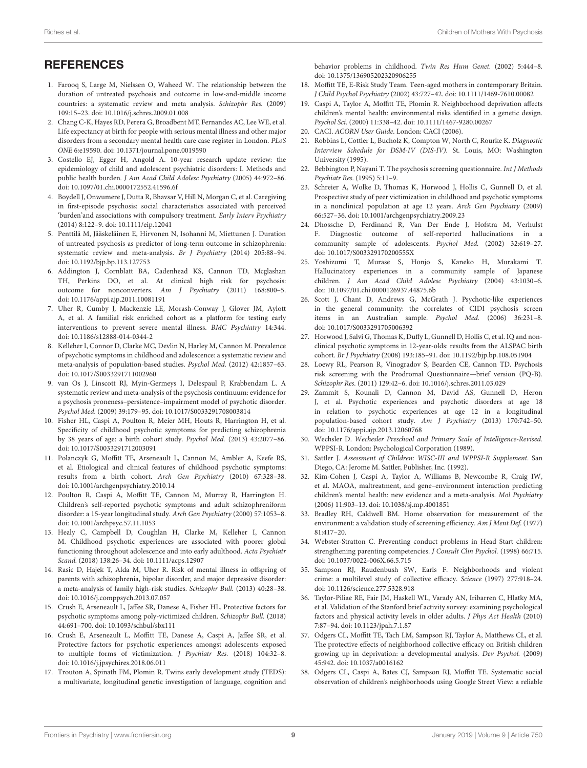## REFERENCES

1. Farooq S, Large M, Nielssen O, Waheed W. The relationship between the duration of untreated psychosis and outcome in low-and-middle income countries: a systematic review and meta analysis. *Schizophr Res.* (2009) 109:15–23. doi: 10.1016/j.schres.2009.01.008
2. Chang C-K, Hayes RD, Perera G, Broadbent MT, Fernandes AC, Lee WE, et al. Life expectancy at birth for people with serious mental illness and other major disorders from a secondary mental health care case register in London. *PLoS ONE* 6:e19590. doi: 10.1371/journal.pone.0019590
3. Costello EJ, Egger H, Angold A. 10-year research update review: the epidemiology of child and adolescent psychiatric disorders: I. Methods and public health burden. *J Am Acad Child Adolesc Psychiatry* (2005) 44:972–86. doi: 10.1097/01.chi.0000172552.41596.6f
4. Boydell J, Onwumere J, Dutta R, Bhavsar V, Hill N, Morgan C, et al. Caregiving in first-episode psychosis: social characteristics associated with perceived 'burden'and associations with compulsory treatment. *Early Interv Psychiatry* (2014) 8:122–9. doi: 10.1111/eip.12041
5. Penttilä M, Jääskeläinen E, Hirvonen N, Isohanni M, Miettunen J. Duration of untreated psychosis as predictor of long-term outcome in schizophrenia: systematic review and meta-analysis. *Br J Psychiatry* (2014) 205:88–94. doi: 10.1192/bjp.bp.113.127753
6. Addington J, Cornblatt BA, Cadenhead KS, Cannon TD, Mcglashan TH, Perkins DO, et al. At clinical high risk for psychosis: outcome for nonconverters. *Am J Psychiatry* (2011) 168:800–5. doi: 10.1176/appi.ajp.2011.10081191
7. Uher R, Cumby J, Mackenzie LE, Morash-Conway J, Glover JM, Aylott A, et al. A familial risk enriched cohort as a platform for testing early interventions to prevent severe mental illness. *BMC Psychiatry* 14:344. doi: 10.1186/s12888-014-0344-2
8. Kelleher I, Connor D, Clarke MC, Devlin N, Harley M, Cannon M. Prevalence of psychotic symptoms in childhood and adolescence: a systematic review and meta-analysis of population-based studies. *Psychol Med.* (2012) 42:1857–63. doi: 10.1017/S0033291711002960
9. van Os J, Linscott RJ, Myin-Germeys I, Delespaul P, Krabbendam L. A systematic review and meta-analysis of the psychosis continuum: evidence for a psychosis proneness–persistence–impairment model of psychotic disorder. *Psychol Med.* (2009) 39:179–95. doi: 10.1017/S0033291708003814
10. Fisher HL, Caspi A, Poulton R, Meier MH, Houts R, Harrington H, et al. Specificity of childhood psychotic symptoms for predicting schizophrenia by 38 years of age: a birth cohort study. *Psychol Med.* (2013) 43:2077–86. doi: 10.1017/S0033291712003091
11. Polanczyk G, Moffitt TE, Arseneault L, Cannon M, Ambler A, Keefe RS, et al. Etiological and clinical features of childhood psychotic symptoms: results from a birth cohort. *Arch Gen Psychiatry* (2010) 67:328–38. doi: 10.1001/archgenpsychiatry.2010.14
12. Poulton R, Caspi A, Moffitt TE, Cannon M, Murray R, Harrington H. Children's self-reported psychotic symptoms and adult schizophreniform disorder: a 15-year longitudinal study. *Arch Gen Psychiatry* (2000) 57:1053–8. doi: 10.1001/archpsyc.57.11.1053
13. Healy C, Campbell D, Coughlan H, Clarke M, Kelleher I, Cannon M. Childhood psychotic experiences are associated with poorer global functioning throughout adolescence and into early adulthood. *Acta Psychiatr Scand.* (2018) 138:26–34. doi: 10.1111/acps.12907
14. Rasic D, Hajek T, Alda M, Uher R. Risk of mental illness in offspring of parents with schizophrenia, bipolar disorder, and major depressive disorder: a meta-analysis of family high-risk studies. *Schizophr Bull.* (2013) 40:28–38. doi: 10.1016/j.comppsych.2013.07.057
15. Crush E, Arseneault L, Jaffee SR, Danese A, Fisher HL. Protective factors for psychotic symptoms among poly-victimized children. *Schizophr Bull.* (2018) 44:691–700. doi: 10.1093/schbul/sbx111
16. Crush E, Arseneault L, Moffitt TE, Danese A, Caspi A, Jaffee SR, et al. Protective factors for psychotic experiences amongst adolescents exposed to multiple forms of victimization. *J Psychiatr Res.* (2018) 104:32–8. doi: 10.1016/j.jpsychires.2018.06.011
17. Trouton A, Spinath FM, Plomin R. Twins early development study (TEDS): a multivariate, longitudinal genetic investigation of language, cognition and behavior problems in childhood. *Twin Res Hum Genet.* (2002) 5:444–8. doi: 10.1375/136905202320906255
18. Moffitt TE, E-Risk Study Team. Teen-aged mothers in contemporary Britain. *J Child Psychol Psychiatry* (2002) 43:727–42. doi: 10.1111/1469-7610.00082
19. Caspi A, Taylor A, Moffitt TE, Plomin R. Neighborhood deprivation affects children's mental health: environmental risks identified in a genetic design. *Psychol Sci.* (2000) 11:338–42. doi: 10.1111/1467-9280.00267
20. CACI. *ACORN User Guide*. London: CACI (2006).
21. Robbins L, Cottler L, Bucholz K, Compton W, North C, Rourke K. *Diagnostic Interview Schedule for DSM-IV (DIS-IV)*. St. Louis, MO: Washington University (1995).
22. Bebbington P, Nayani T. The psychosis screening questionnaire. *Int J Methods Psychiatr Res.* (1995) 5:11–9.
23. Schreier A, Wolke D, Thomas K, Horwood J, Hollis C, Gunnell D, et al. Prospective study of peer victimization in childhood and psychotic symptoms in a nonclinical population at age 12 years. *Arch Gen Psychiatry* (2009) 66:527–36. doi: 10.1001/archgenpsychiatry.2009.23
24. Dhossche D, Ferdinand R, Van Der Ende J, Hofstra M, Verhulst F. Diagnostic outcome of self-reported hallucinations in a community sample of adolescents. *Psychol Med.* (2002) 32:619–27. doi: 10.1017/S003329170200555X
25. Yoshizumi T, Murase S, Honjo S, Kaneko H, Murakami T. Hallucinatory experiences in a community sample of Japanese children. *J Am Acad Child Adolesc Psychiatry* (2004) 43:1030–6. doi: 10.1097/01.chi.0000126937.44875.6b
26. Scott J, Chant D, Andrews G, McGrath J. Psychotic-like experiences in the general community: the correlates of CIDI psychosis screen items in an Australian sample. *Psychol Med.* (2006) 36:231–8. doi: 10.1017/S0033291705006392
27. Horwood J, Salvi G, Thomas K, Duffy L, Gunnell D, Hollis C, et al. IQ and non-clinical psychotic symptoms in 12-year-olds: results from the ALSPAC birth cohort. *Br J Psychiatry* (2008) 193:185–91. doi: 10.1192/bjp.bp.108.051904
28. Loewy RL, Pearson R, Vinogradov S, Bearden CE, Cannon TD. Psychosis risk screening with the Prodromal Questionnaire—brief version (PQ-B). *Schizophr Res.* (2011) 129:42–6. doi: 10.1016/j.schres.2011.03.029
29. Zammit S, Kounali D, Cannon M, David AS, Gunnell D, Heron J, et al. Psychotic experiences and psychotic disorders at age 18 in relation to psychotic experiences at age 12 in a longitudinal population-based cohort study. *Am J Psychiatry* (2013) 170:742–50. doi: 10.1176/appi.ajp.2013.12060768
30. Wechsler D. *Wechesler Preschool and Primary Scale of Intelligence-Revised*. WPPSI-R. London: Psychological Corporation (1989).
31. Sattler J. *Assessment of Children: WISC-III and WPPSI-R Supplement*. San Diego, CA: Jerome M. Sattler, Publisher, Inc. (1992).
32. Kim-Cohen J, Caspi A, Taylor A, Williams B, Newcombe R, Craig IW, et al. MAOA, maltreatment, and gene–environment interaction predicting children's mental health: new evidence and a meta-analysis. *Mol Psychiatry* (2006) 11:903–13. doi: 10.1038/sj.mp.4001851
33. Bradley RH, Caldwell BM. Home observation for measurement of the environment: a validation study of screening efficiency. *Am J Ment Def.* (1977) 81:417–20.
34. Webster-Stratton C. Preventing conduct problems in Head Start children: strengthening parenting competencies. *J Consult Clin Psychol.* (1998) 66:715. doi: 10.1037/0022-006X.66.5.715
35. Sampson RJ, Raudenbush SW, Earls F. Neighborhoods and violent crime: a multilevel study of collective efficacy. *Science* (1997) 277:918–24. doi: 10.1126/science.277.5328.918
36. Taylor-Piliae RE, Fair JM, Haskell WL, Varady AN, Iribarren C, Hlatky MA, et al. Validation of the Stanford brief activity survey: examining psychological factors and physical activity levels in older adults. *J Phys Act Health* (2010) 7:87–94. doi: 10.1123/jpah.7.1.87
37. Odgers CL, Moffitt TE, Tach LM, Sampson RJ, Taylor A, Matthews CL, et al. The protective effects of neighborhood collective efficacy on British children growing up in deprivation: a developmental analysis. *Dev Psychol.* (2009) 45:942. doi: 10.1037/a0016162
38. Odgers CL, Caspi A, Bates CJ, Sampson RJ, Moffitt TE. Systematic social observation of children's neighborhoods using Google Street View: a reliable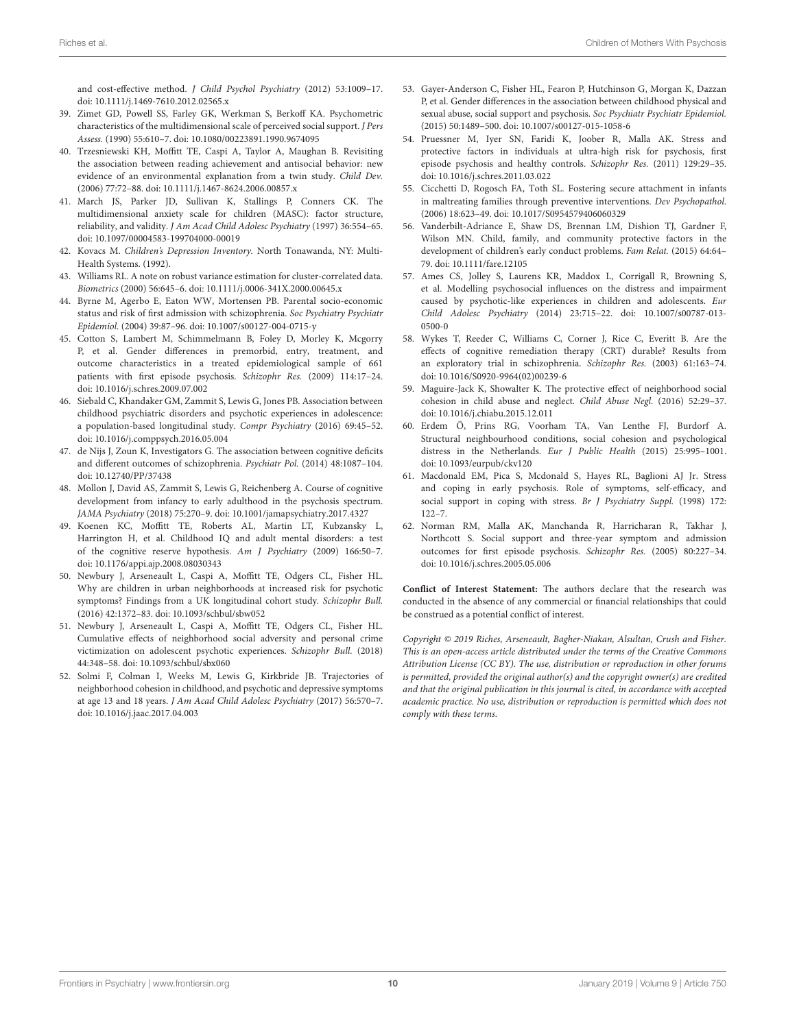and cost-effective method. *J Child Psychol Psychiatry* (2012) 53:1009–17. doi: 10.1111/j.1469-7610.2012.02565.x

39. Zimet GD, Powell SS, Farley GK, Werkman S, Berkoff KA. Psychometric characteristics of the multidimensional scale of perceived social support. *J Pers Assess.* (1990) 55:610–7. doi: 10.1080/00223891.1990.9674095
40. Trzesniewski KH, Moffitt TE, Caspi A, Taylor A, Maughan B. Revisiting the association between reading achievement and antisocial behavior: new evidence of an environmental explanation from a twin study. *Child Dev.* (2006) 77:72–88. doi: 10.1111/j.1467-8624.2006.00857.x
41. March JS, Parker JD, Sullivan K, Stallings P, Conners CK. The multidimensional anxiety scale for children (MASC): factor structure, reliability, and validity. *J Am Acad Child Adolesc Psychiatry* (1997) 36:554–65. doi: 10.1097/00004583-199704000-00019
42. Kovacs M. *Children's Depression Inventory.* North Tonawanda, NY: Multi-Health Systems. (1992).
43. Williams RL. A note on robust variance estimation for cluster-correlated data. *Biometrics* (2000) 56:645–6. doi: 10.1111/j.0006-341X.2000.00645.x
44. Byrne M, Agerbo E, Eaton WW, Mortensen PB. Parental socio-economic status and risk of first admission with schizophrenia. *Soc Psychiatry Psychiatr Epidemiol.* (2004) 39:87–96. doi: 10.1007/s00127-004-0715-y
45. Cotton S, Lambert M, Schimmelmann B, Foley D, Morley K, Mcgorry P, et al. Gender differences in premorbid, entry, treatment, and outcome characteristics in a treated epidemiological sample of 661 patients with first episode psychosis. *Schizophr Res.* (2009) 114:17–24. doi: 10.1016/j.schres.2009.07.002
46. Siebald C, Khandaker GM, Zammit S, Lewis G, Jones PB. Association between childhood psychiatric disorders and psychotic experiences in adolescence: a population-based longitudinal study. *Compr Psychiatry* (2016) 69:45–52. doi: 10.1016/j.comppsych.2016.05.004
47. de Nijs J, Zoun K, Investigators G. The association between cognitive deficits and different outcomes of schizophrenia. *Psychiatr Pol.* (2014) 48:1087–104. doi: 10.12740/PP/37438
48. Mollon J, David AS, Zammit S, Lewis G, Reichenberg A. Course of cognitive development from infancy to early adulthood in the psychosis spectrum. *JAMA Psychiatry* (2018) 75:270–9. doi: 10.1001/jamapsychiatry.2017.4327
49. Koenen KC, Moffitt TE, Roberts AL, Martin LT, Kubzansky L, Harrington H, et al. Childhood IQ and adult mental disorders: a test of the cognitive reserve hypothesis. *Am J Psychiatry* (2009) 166:50–7. doi: 10.1176/appi.ajp.2008.08030343
50. Newbury J, Arseneault L, Caspi A, Moffitt TE, Odgers CL, Fisher HL. Why are children in urban neighborhoods at increased risk for psychotic symptoms? Findings from a UK longitudinal cohort study. *Schizophr Bull.* (2016) 42:1372–83. doi: 10.1093/schbul/sbw052
51. Newbury J, Arseneault L, Caspi A, Moffitt TE, Odgers CL, Fisher HL. Cumulative effects of neighborhood social adversity and personal crime victimization on adolescent psychotic experiences. *Schizophr Bull.* (2018) 44:348–58. doi: 10.1093/schbul/sbx060
52. Solmi F, Colman I, Weeks M, Lewis G, Kirkbride JB. Trajectories of neighborhood cohesion in childhood, and psychotic and depressive symptoms at age 13 and 18 years. *J Am Acad Child Adolesc Psychiatry* (2017) 56:570–7. doi: 10.1016/j.jaac.2017.04.003
53. Gayer-Anderson C, Fisher HL, Fearon P, Hutchinson G, Morgan K, Dazzan P, et al. Gender differences in the association between childhood physical and sexual abuse, social support and psychosis. *Soc Psychiatr Psychiatr Epidemiol.* (2015) 50:1489–500. doi: 10.1007/s00127-015-1058-6
54. Pruessner M, Iyer SN, Faridi K, Joober R, Malla AK. Stress and protective factors in individuals at ultra-high risk for psychosis, first episode psychosis and healthy controls. *Schizophr Res.* (2011) 129:29–35. doi: 10.1016/j.schres.2011.03.022
55. Cicchetti D, Rogosch FA, Toth SL. Fostering secure attachment in infants in maltreating families through preventive interventions. *Dev Psychopathol.* (2006) 18:623–49. doi: 10.1017/S0954579406060329
56. Vanderbilt-Adriance E, Shaw DS, Brennan LM, Dishion TJ, Gardner F, Wilson MN. Child, family, and community protective factors in the development of children's early conduct problems. *Fam Relat.* (2015) 64:64–79. doi: 10.1111/fare.12105
57. Ames CS, Jolley S, Laurens KR, Maddox L, Corrigall R, Browning S, et al. Modelling psychosocial influences on the distress and impairment caused by psychotic-like experiences in children and adolescents. *Eur Child Adolesc Psychiatry* (2014) 23:715–22. doi: 10.1007/s00787-013-0500-0
58. Wykes T, Reeder C, Williams C, Corner J, Rice C, Everitt B. Are the effects of cognitive remediation therapy (CRT) durable? Results from an exploratory trial in schizophrenia. *Schizophr Res.* (2003) 61:163–74. doi: 10.1016/S0920-9964(02)00239-6
59. Maguire-Jack K, Showalter K. The protective effect of neighborhood social cohesion in child abuse and neglect. *Child Abuse Negl.* (2016) 52:29–37. doi: 10.1016/j.chiabu.2015.12.011
60. Erdem Ö, Prins RG, Voorham TA, Van Lenthe FJ, Burdorf A. Structural neighbourhood conditions, social cohesion and psychological distress in the Netherlands. *Eur J Public Health* (2015) 25:995–1001. doi: 10.1093/eurpub/ckv120
61. Macdonald EM, Pica S, Mcdonald S, Hayes RL, Baglioni AJ Jr. Stress and coping in early psychosis. Role of symptoms, self-efficacy, and social support in coping with stress. *Br J Psychiatry Suppl.* (1998) 172: 122–7.
62. Norman RM, Malla AK, Manchanda R, Harricharan R, Takhar J, Northcott S. Social support and three-year symptom and admission outcomes for first episode psychosis. *Schizophr Res.* (2005) 80:227–34. doi: 10.1016/j.schres.2005.05.006

**Conflict of Interest Statement:** The authors declare that the research was conducted in the absence of any commercial or financial relationships that could be construed as a potential conflict of interest.

*Copyright © 2019 Riches, Arseneault, Bagher-Niakan, Alsultan, Crush and Fisher. This is an open-access article distributed under the terms of the Creative Commons Attribution License (CC BY). The use, distribution or reproduction in other forums is permitted, provided the original author(s) and the copyright owner(s) are credited and that the original publication in this journal is cited, in accordance with accepted academic practice. No use, distribution or reproduction is permitted which does not comply with these terms.*